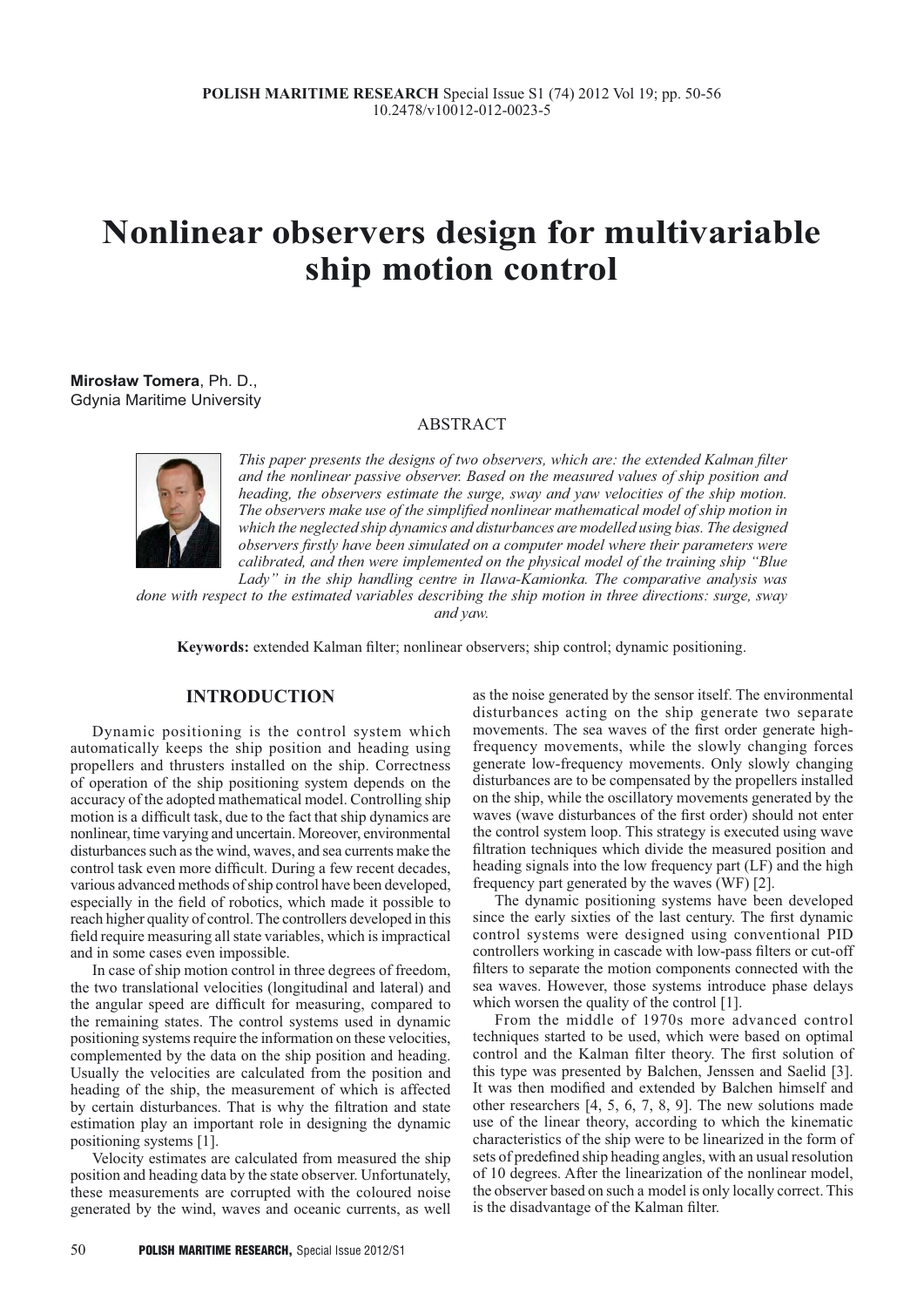# Nonlinear observers design for multivariable ship motion control

**Mirosław Tomera**, Ph. D.,
Gdynia Maritime University

## ABSTRACT

*This paper presents the designs of two observers, which are: the extended Kalman filter and the nonlinear passive observer. Based on the measured values of ship position and heading, the observers estimate the surge, sway and yaw velocities of the ship motion. The observers make use of the simplified nonlinear mathematical model of ship motion in which the neglected ship dynamics and disturbances are modelled using bias. The designed observers firstly have been simulated on a computer model where their parameters were calibrated, and then were implemented on the physical model of the training ship "Blue Lady" in the ship handling centre in Ilawa-Kamionka. The comparative analysis was done with respect to the estimated variables describing the ship motion in three directions: surge, sway and yaw.*

**Keywords:** extended Kalman filter; nonlinear observers; ship control; dynamic positioning.

## INTRODUCTION

Dynamic positioning is the control system which automatically keeps the ship position and heading using propellers and thrusters installed on the ship. Correctness of operation of the ship positioning system depends on the accuracy of the adopted mathematical model. Controlling ship motion is a difficult task, due to the fact that ship dynamics are nonlinear, time varying and uncertain. Moreover, environmental disturbances such as the wind, waves, and sea currents make the control task even more difficult. During a few recent decades, various advanced methods of ship control have been developed, especially in the field of robotics, which made it possible to reach higher quality of control. The controllers developed in this field require measuring all state variables, which is impractical and in some cases even impossible.

In case of ship motion control in three degrees of freedom, the two translational velocities (longitudinal and lateral) and the angular speed are difficult for measuring, compared to the remaining states. The control systems used in dynamic positioning systems require the information on these velocities, complemented by the data on the ship position and heading. Usually the velocities are calculated from the position and heading of the ship, the measurement of which is affected by certain disturbances. That is why the filtration and state estimation play an important role in designing the dynamic positioning systems [1].

Velocity estimates are calculated from measured the ship position and heading data by the state observer. Unfortunately, these measurements are corrupted with the coloured noise generated by the wind, waves and oceanic currents, as well as the noise generated by the sensor itself. The environmental disturbances acting on the ship generate two separate movements. The sea waves of the first order generate high-frequency movements, while the slowly changing forces generate low-frequency movements. Only slowly changing disturbances are to be compensated by the propellers installed on the ship, while the oscillatory movements generated by the waves (wave disturbances of the first order) should not enter the control system loop. This strategy is executed using wave filtration techniques which divide the measured position and heading signals into the low frequency part (LF) and the high frequency part generated by the waves (WF) [2].

The dynamic positioning systems have been developed since the early sixties of the last century. The first dynamic control systems were designed using conventional PID controllers working in cascade with low-pass filters or cut-off filters to separate the motion components connected with the sea waves. However, those systems introduce phase delays which worsen the quality of the control [1].

From the middle of 1970s more advanced control techniques started to be used, which were based on optimal control and the Kalman filter theory. The first solution of this type was presented by Balchen, Jenssen and Saelid [3]. It was then modified and extended by Balchen himself and other researchers [4, 5, 6, 7, 8, 9]. The new solutions made use of the linear theory, according to which the kinematic characteristics of the ship were to be linearized in the form of sets of predefined ship heading angles, with an usual resolution of 10 degrees. After the linearization of the nonlinear model, the observer based on such a model is only locally correct. This is the disadvantage of the Kalman filter.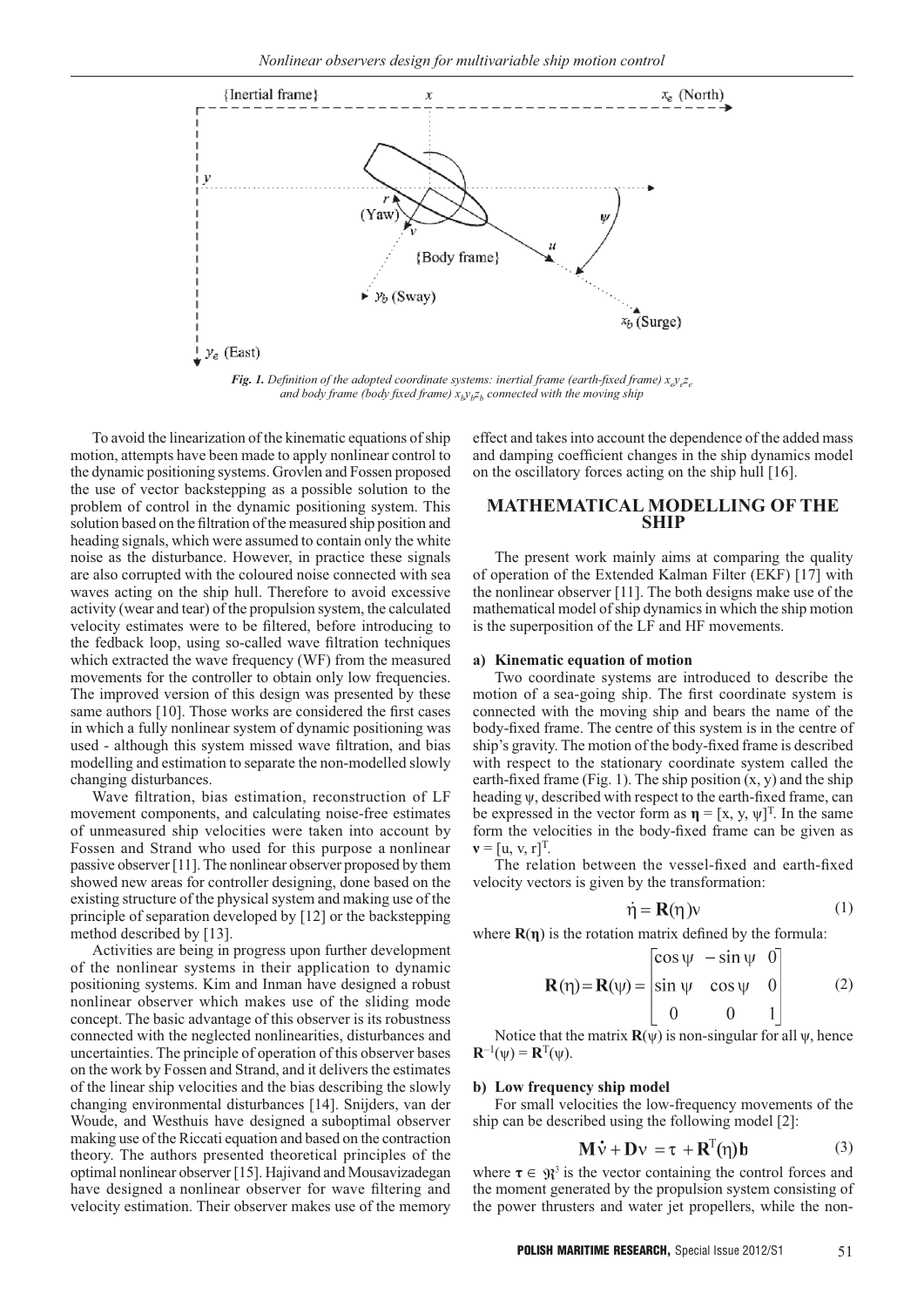*Fig. 1. Definition of the adopted coordinate systems: inertial frame (earth-fixed frame) $x_e y_e z_e$ and body frame (body fixed frame) $x_b y_b z_b$ connected with the moving ship*

To avoid the linearization of the kinematic equations of ship motion, attempts have been made to apply nonlinear control to the dynamic positioning systems. Grovlen and Fossen proposed the use of vector backstepping as a possible solution to the problem of control in the dynamic positioning system. This solution based on the filtration of the measured ship position and heading signals, which were assumed to contain only the white noise as the disturbance. However, in practice these signals are also corrupted with the coloured noise connected with sea waves acting on the ship hull. Therefore to avoid excessive activity (wear and tear) of the propulsion system, the calculated velocity estimates were to be filtered, before introducing to the fedback loop, using so-called wave filtration techniques which extracted the wave frequency (WF) from the measured movements for the controller to obtain only low frequencies. The improved version of this design was presented by these same authors [10]. Those works are considered the first cases in which a fully nonlinear system of dynamic positioning was used - although this system missed wave filtration, and bias modelling and estimation to separate the non-modelled slowly changing disturbances.

Wave filtration, bias estimation, reconstruction of LF movement components, and calculating noise-free estimates of unmeasured ship velocities were taken into account by Fossen and Strand who used for this purpose a nonlinear passive observer [11]. The nonlinear observer proposed by them showed new areas for controller designing, done based on the existing structure of the physical system and making use of the principle of separation developed by [12] or the backstepping method described by [13].

Activities are being in progress upon further development of the nonlinear systems in their application to dynamic positioning systems. Kim and Inman have designed a robust nonlinear observer which makes use of the sliding mode concept. The basic advantage of this observer is its robustness connected with the neglected nonlinearities, disturbances and uncertainties. The principle of operation of this observer bases on the work by Fossen and Strand, and it delivers the estimates of the linear ship velocities and the bias describing the slowly changing environmental disturbances [14]. Snijders, van der Woude, and Westhuis have designed a suboptimal observer making use of the Riccati equation and based on the contraction theory. The authors presented theoretical principles of the optimal nonlinear observer [15]. Hajivand and Mousavizadegan have designed a nonlinear observer for wave filtering and velocity estimation. Their observer makes use of the memory effect and takes into account the dependence of the added mass and damping coefficient changes in the ship dynamics model on the oscillatory forces acting on the ship hull [16].

## MATHEMATICAL MODELLING OF THE SHIP

The present work mainly aims at comparing the quality of operation of the Extended Kalman Filter (EKF) [17] with the nonlinear observer [11]. The both designs make use of the mathematical model of ship dynamics in which the ship motion is the superposition of the LF and HF movements.

### a) Kinematic equation of motion

Two coordinate systems are introduced to describe the motion of a sea-going ship. The first coordinate system is connected with the moving ship and bears the name of the body-fixed frame. The centre of this system is in the centre of ship's gravity. The motion of the body-fixed frame is described with respect to the stationary coordinate system called the earth-fixed frame (Fig. 1). The ship position (x, y) and the ship heading ψ, described with respect to the earth-fixed frame, can be expressed in the vector form as $\boldsymbol{\eta} = [x, y, \psi]^T$. In the same form the velocities in the body-fixed frame can be given as $\mathbf{v} = [u, v, r]^T$.

The relation between the vessel-fixed and earth-fixed velocity vectors is given by the transformation:

$$\dot{\eta} = \mathbf{R}(\eta)\nu \tag{1}$$

where $\mathbf{R}(\boldsymbol{\eta})$ is the rotation matrix defined by the formula:

$$\mathbf{R}(\eta) = \mathbf{R}(\psi) = \begin{bmatrix} \cos\psi & -\sin\psi & 0 \\ \sin\psi & \cos\psi & 0 \\ 0 & 0 & 1 \end{bmatrix} \tag{2}$$

Notice that the matrix $\mathbf{R}(\psi)$ is non-singular for all ψ, hence $\mathbf{R}^{-1}(\psi) = \mathbf{R}^T(\psi)$.

### b) Low frequency ship model

For small velocities the low-frequency movements of the ship can be described using the following model [2]:

$$\mathbf{M}\dot{\nu} + \mathbf{D}\nu = \tau + \mathbf{R}^T(\eta)\mathbf{b} \tag{3}$$

where $\boldsymbol{\tau} \in \Re^3$ is the vector containing the control forces and the moment generated by the propulsion system consisting of the power thrusters and water jet propellers, while the non-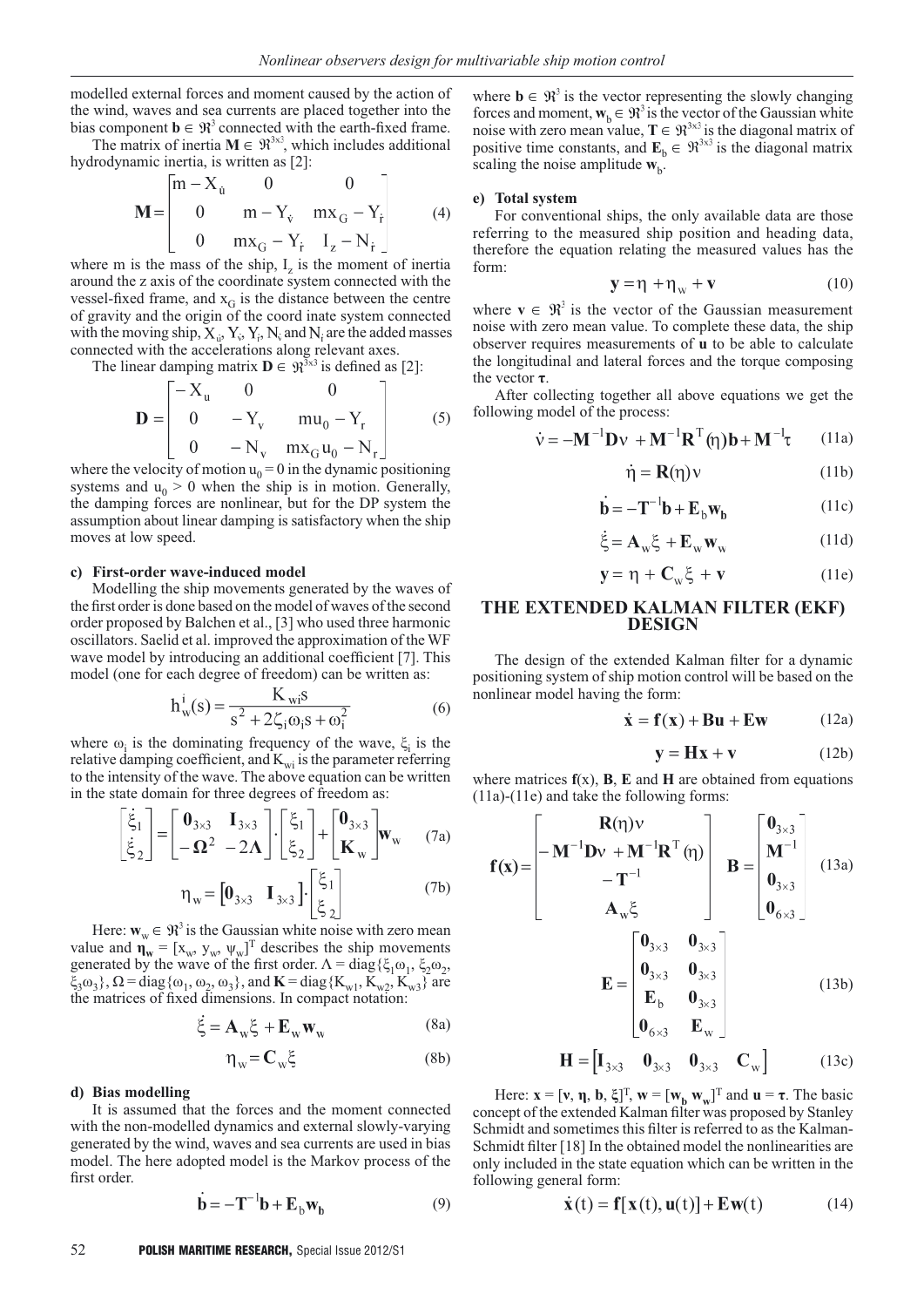modelled external forces and moment caused by the action of the wind, waves and sea currents are placed together into the bias component $\mathbf{b} \in \Re^3$ connected with the earth-fixed frame.

The matrix of inertia $\mathbf{M} \in \Re^{3x3}$, which includes additional hydrodynamic inertia, is written as [2]:

$$\mathbf{M} = \begin{bmatrix} m - X_{\dot{u}} & 0 & 0 \\ 0 & m - Y_{\dot{v}} & mx_G - Y_{\dot{r}} \\ 0 & mx_G - Y_{\dot{r}} & I_z - N_{\dot{r}} \end{bmatrix} \tag{4}$$

where m is the mass of the ship, $I_z$ is the moment of inertia around the z axis of the coordinate system connected with the vessel-fixed frame, and $x_G$ is the distance between the centre of gravity and the origin of the coord inate system connected with the moving ship, $X_{\dot{u}}$, $Y_{\dot{v}}$, $Y_{\dot{r}}$, $N_{\dot{v}}$ and $N_{\dot{r}}$ are the added masses connected with the accelerations along relevant axes.

The linear damping matrix $\mathbf{D} \in \Re^{3x3}$ is defined as [2]:

$$\mathbf{D} = \begin{bmatrix} -X_u & 0 & 0 \\ 0 & -Y_v & mu_0 - Y_r \\ 0 & -N_v & mx_G u_0 - N_r \end{bmatrix} \tag{5}$$

where the velocity of motion $u_0 = 0$ in the dynamic positioning systems and $u_0 > 0$ when the ship is in motion. Generally, the damping forces are nonlinear, but for the DP system the assumption about linear damping is satisfactory when the ship moves at low speed.

#### c) First-order wave-induced model

Modelling the ship movements generated by the waves of the first order is done based on the model of waves of the second order proposed by Balchen et al., [3] who used three harmonic oscillators. Saelid et al. improved the approximation of the WF wave model by introducing an additional coefficient [7]. This model (one for each degree of freedom) can be written as:

$$h_w^i(s) = \frac{K_{wi} s}{s^2 + 2\zeta_i \omega_i s + \omega_i^2} \tag{6}$$

where $\omega_i$ is the dominating frequency of the wave, $\xi_i$ is the relative damping coefficient, and $K_{wi}$ is the parameter referring to the intensity of the wave. The above equation can be written in the state domain for three degrees of freedom as:

$$\begin{bmatrix} \dot{\xi}_1 \\ \dot{\xi}_2 \end{bmatrix} = \begin{bmatrix} \mathbf{0}_{3\times3} & \mathbf{I}_{3\times3} \\ -\mathbf{\Omega}^2 & -2\mathbf{\Lambda} \end{bmatrix} \cdot \begin{bmatrix} \xi_1 \\ \xi_2 \end{bmatrix} + \begin{bmatrix} \mathbf{0}_{3\times3} \\ \mathbf{K}_w \end{bmatrix} \mathbf{w}_w \tag{7a}$$

$$\eta_w = \begin{bmatrix} \mathbf{0}_{3\times3} & \mathbf{I}_{3\times3} \end{bmatrix} \cdot \begin{bmatrix} \xi_1 \\ \xi_2 \end{bmatrix} \tag{7b}$$

Here: $\mathbf{w}_w \in \Re^3$ is the Gaussian white noise with zero mean value and $\boldsymbol{\eta}_\mathbf{w} = [x_w, y_w, \psi_w]^T$ describes the ship movements generated by the wave of the first order. $\Lambda = \text{diag}\{\xi_1\omega_1, \xi_2\omega_2, \xi_3\omega_3\}$, $\Omega = \text{diag}\{\omega_1, \omega_2, \omega_3\}$, and $\mathbf{K} = \text{diag}\{K_{w1}, K_{w2}, K_{w3}\}$ are the matrices of fixed dimensions. In compact notation:

$$\dot{\xi} = \mathbf{A}_w \xi + \mathbf{E}_w \mathbf{w}_w \tag{8a}$$

$$\eta_w = \mathbf{C}_w \xi \tag{8b}$$

#### d) Bias modelling

It is assumed that the forces and the moment connected with the non-modelled dynamics and external slowly-varying generated by the wind, waves and sea currents are used in bias model. The here adopted model is the Markov process of the first order.

$$\dot{\mathbf{b}} = -\mathbf{T}^{-1}\mathbf{b} + \mathbf{E}_b \mathbf{w}_\mathbf{b} \tag{9}$$

where $\mathbf{b} \in \Re^3$ is the vector representing the slowly changing forces and moment, $\mathbf{w}_b \in \Re^3$ is the vector of the Gaussian white noise with zero mean value, $\mathbf{T} \in \Re^{3x3}$ is the diagonal matrix of positive time constants, and $\mathbf{E}_b \in \Re^{3x3}$ is the diagonal matrix scaling the noise amplitude $\mathbf{w}_b$.

#### e) Total system

For conventional ships, the only available data are those referring to the measured ship position and heading data, therefore the equation relating the measured values has the form:

$$\mathbf{y} = \eta + \eta_w + \mathbf{v} \tag{10}$$

where $\mathbf{v} \in \Re^2$ is the vector of the Gaussian measurement noise with zero mean value. To complete these data, the ship observer requires measurements of $\mathbf{u}$ to be able to calculate the longitudinal and lateral forces and the torque composing the vector $\boldsymbol{\tau}$.

After collecting together all above equations we get the following model of the process:

$$\dot{\nu} = -\mathbf{M}^{-1}\mathbf{D}\nu + \mathbf{M}^{-1}\mathbf{R}^T(\eta)\mathbf{b} + \mathbf{M}^{-1}\tau \tag{11a}$$

$$\dot{\eta} = \mathbf{R}(\eta)\nu \tag{11b}$$

$$\dot{\mathbf{b}} = -\mathbf{T}^{-1}\mathbf{b} + \mathbf{E}_b \mathbf{w}_\mathbf{b} \tag{11c}$$

$$\dot{\xi} = \mathbf{A}_w \xi + \mathbf{E}_w \mathbf{w}_w \tag{11d}$$

$$\mathbf{y} = \eta + \mathbf{C}_w \xi + \mathbf{v} \tag{11e}$$

## THE EXTENDED KALMAN FILTER (EKF) DESIGN

The design of the extended Kalman filter for a dynamic positioning system of ship motion control will be based on the nonlinear model having the form:

$$\dot{\mathbf{x}} = \mathbf{f}(\mathbf{x}) + \mathbf{B}\mathbf{u} + \mathbf{E}\mathbf{w} \tag{12a}$$

$$\mathbf{y} = \mathbf{H}\mathbf{x} + \mathbf{v} \tag{12b}$$

where matrices $\mathbf{f}(x)$, $\mathbf{B}$, $\mathbf{E}$ and $\mathbf{H}$ are obtained from equations (11a)-(11e) and take the following forms:

$$\mathbf{f}(\mathbf{x}) = \begin{bmatrix} \mathbf{R}(\eta)\nu \\ -\mathbf{M}^{-1}\mathbf{D}\nu + \mathbf{M}^{-1}\mathbf{R}^T(\eta) \\ -\mathbf{T}^{-1} \\ \mathbf{A}_w \xi \end{bmatrix} \quad \mathbf{B} = \begin{bmatrix} \mathbf{0}_{3\times3} \\ \mathbf{M}^{-1} \\ \mathbf{0}_{3\times3} \\ \mathbf{0}_{6\times3} \end{bmatrix} \tag{13a}$$

$$\mathbf{E} = \begin{bmatrix} \mathbf{0}_{3\times3} & \mathbf{0}_{3\times3} \\ \mathbf{0}_{3\times3} & \mathbf{0}_{3\times3} \\ \mathbf{E}_b & \mathbf{0}_{3\times3} \\ \mathbf{0}_{6\times3} & \mathbf{E}_w \end{bmatrix} \tag{13b}$$

$$\mathbf{H} = \begin{bmatrix} \mathbf{I}_{3\times3} & \mathbf{0}_{3\times3} & \mathbf{0}_{3\times3} & \mathbf{C}_w \end{bmatrix} \tag{13c}$$

Here: $\mathbf{x} = [\mathbf{v}, \boldsymbol{\eta}, \mathbf{b}, \xi]^T$, $\mathbf{w} = [\mathbf{w}_\mathbf{b}\ \mathbf{w}_\mathbf{w}]^T$ and $\mathbf{u} = \boldsymbol{\tau}$. The basic concept of the extended Kalman filter was proposed by Stanley Schmidt and sometimes this filter is referred to as the Kalman-Schmidt filter [18] In the obtained model the nonlinearities are only included in the state equation which can be written in the following general form:

$$\dot{\mathbf{x}}(t) = \mathbf{f}[\mathbf{x}(t), \mathbf{u}(t)] + \mathbf{E}\mathbf{w}(t) \tag{14}$$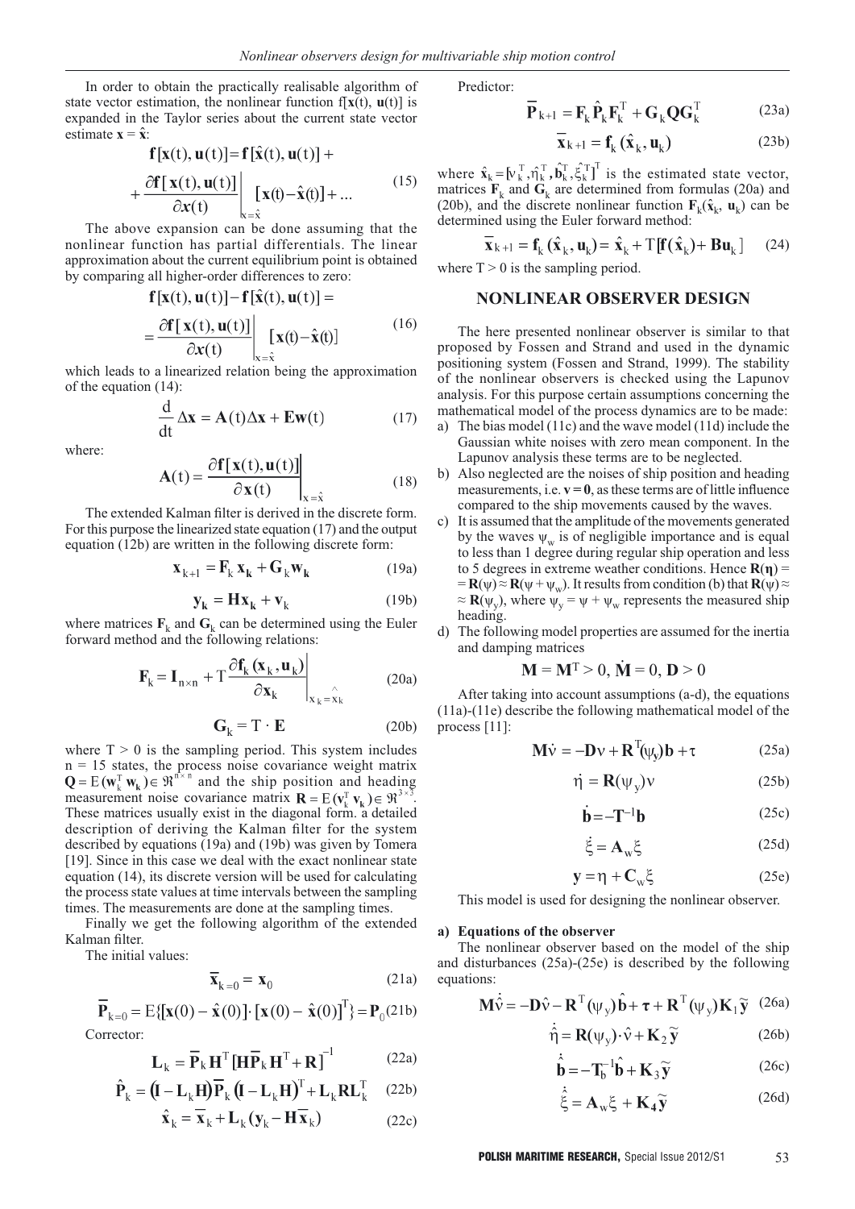In order to obtain the practically realisable algorithm of state vector estimation, the nonlinear function $f[\mathbf{x}(t), \mathbf{u}(t)]$ is expanded in the Taylor series about the current state vector estimate $\mathbf{x} = \hat{\mathbf{x}}$:

$$\mathbf{f}[\mathbf{x}(t), \mathbf{u}(t)] = \mathbf{f}[\hat{\mathbf{x}}(t), \mathbf{u}(t)] + \left. + \frac{\partial \mathbf{f}[\mathbf{x}(t), \mathbf{u}(t)]}{\partial \boldsymbol{x}(t)} \right|_{x=\hat{x}} [\mathbf{x}(t) - \hat{\mathbf{x}}(t)] + ... \tag{15}$$

The above expansion can be done assuming that the nonlinear function has partial differentials. The linear approximation about the current equilibrium point is obtained by comparing all higher-order differences to zero:

$$\mathbf{f}[\mathbf{x}(t), \mathbf{u}(t)] - \mathbf{f}[\hat{\mathbf{x}}(t), \mathbf{u}(t)] = \left. = \frac{\partial \mathbf{f}[\mathbf{x}(t), \mathbf{u}(t)]}{\partial \boldsymbol{x}(t)} \right|_{x=\hat{x}} [\mathbf{x}(t) - \hat{\mathbf{x}}(t)] \tag{16}$$

which leads to a linearized relation being the approximation of the equation (14):

$$\frac{d}{dt} \Delta \mathbf{x} = \mathbf{A}(t) \Delta \mathbf{x} + \mathbf{E}\mathbf{w}(t) \tag{17}$$

where:

$$\mathbf{A}(t) = \left. \frac{\partial \mathbf{f}[\mathbf{x}(t), \mathbf{u}(t)]}{\partial \mathbf{x}(t)} \right|_{x=\hat{x}} \tag{18}$$

The extended Kalman filter is derived in the discrete form. For this purpose the linearized state equation (17) and the output equation (12b) are written in the following discrete form:

$$\mathbf{x}_{k+1} = \mathbf{F}_k \mathbf{x}_k + \mathbf{G}_k \mathbf{w}_k \tag{19a}$$

$$\mathbf{y}_k = \mathbf{H}\mathbf{x}_k + \mathbf{v}_k \tag{19b}$$

where matrices $\mathbf{F}_k$ and $\mathbf{G}_k$ can be determined using the Euler forward method and the following relations:

$$\mathbf{F}_k = \mathbf{I}_{n \times n} + T \left. \frac{\partial \mathbf{f}_k(\mathbf{x}_k, \mathbf{u}_k)}{\partial \mathbf{x}_k} \right|_{x_k = \hat{x}_k} \tag{20a}$$

$$\mathbf{G}_k = T \cdot \mathbf{E} \tag{20b}$$

where $T > 0$ is the sampling period. This system includes $n = 15$ states, the process noise covariance weight matrix $\mathbf{Q} = E(\mathbf{w}_k^T \mathbf{w}_k) \in \Re^{n \times n}$ and the ship position and heading measurement noise covariance matrix $\mathbf{R} = E(\mathbf{v}_k^T \mathbf{v}_k) \in \Re^{3 \times 3}$. These matrices usually exist in the diagonal form. a detailed description of deriving the Kalman filter for the system described by equations (19a) and (19b) was given by Tomera [19]. Since in this case we deal with the exact nonlinear state equation (14), its discrete version will be used for calculating the process state values at time intervals between the sampling times. The measurements are done at the sampling times.

Finally we get the following algorithm of the extended Kalman filter.

The initial values:

$$\overline{\mathbf{x}}_{k=0} = \mathbf{x}_0 \tag{21a}$$

$$\overline{\mathbf{P}}_{k=0} = E\{[\mathbf{x}(0) - \hat{\mathbf{x}}(0)] \cdot [\mathbf{x}(0) - \hat{\mathbf{x}}(0)]^T\} = \mathbf{P}_0 \tag{21b}$$

Corrector:

$$\mathbf{L}_k = \overline{\mathbf{P}}_k \mathbf{H}^T [\mathbf{H}\overline{\mathbf{P}}_k \mathbf{H}^T + \mathbf{R}]^{-1} \tag{22a}$$

$$\hat{\mathbf{P}}_k = (\mathbf{I} - \mathbf{L}_k \mathbf{H}) \overline{\mathbf{P}}_k (\mathbf{I} - \mathbf{L}_k \mathbf{H})^T + \mathbf{L}_k \mathbf{R} \mathbf{L}_k^T \tag{22b}$$

$$\hat{\mathbf{x}}_k = \overline{\mathbf{x}}_k + \mathbf{L}_k (\mathbf{y}_k - \mathbf{H}\overline{\mathbf{x}}_k) \tag{22c}$$

Predictor:

$$\overline{\mathbf{P}}_{k+1} = \mathbf{F}_k \hat{\mathbf{P}}_k \mathbf{F}_k^T + \mathbf{G}_k \mathbf{Q} \mathbf{G}_k^T \tag{23a}$$

$$\overline{\mathbf{x}}_{k+1} = \mathbf{f}_k(\hat{\mathbf{x}}_k, \mathbf{u}_k) \tag{23b}$$

where $\hat{\mathbf{x}}_k = [\hat{\nu}_k^T, \hat{\eta}_k^T, \hat{\mathbf{b}}_k^T, \hat{\xi}_k^T]^T$ is the estimated state vector, matrices $\mathbf{F}_k$ and $\mathbf{G}_k$ are determined from formulas (20a) and (20b), and the discrete nonlinear function $\mathbf{F}_k(\hat{\mathbf{x}}_k, \mathbf{u}_k)$ can be determined using the Euler forward method:

$$\overline{\mathbf{x}}_{k+1} = \mathbf{f}_k(\hat{\mathbf{x}}_k, \mathbf{u}_k) = \hat{\mathbf{x}}_k + T[\mathbf{f}(\hat{\mathbf{x}}_k) + \mathbf{B}\mathbf{u}_k] \tag{24}$$

where $T > 0$ is the sampling period.

## NONLINEAR OBSERVER DESIGN

The here presented nonlinear observer is similar to that proposed by Fossen and Strand and used in the dynamic positioning system (Fossen and Strand, 1999). The stability of the nonlinear observers is checked using the Lapunov analysis. For this purpose certain assumptions concerning the mathematical model of the process dynamics are to be made:

a) The bias model (11c) and the wave model (11d) include the Gaussian white noises with zero mean component. In the Lapunov analysis these terms are to be neglected.
b) Also neglected are the noises of ship position and heading measurements, i.e. $\mathbf{v} = \mathbf{0}$, as these terms are of little influence compared to the ship movements caused by the waves.
c) It is assumed that the amplitude of the movements generated by the waves $\psi_w$ is of negligible importance and is equal to less than 1 degree during regular ship operation and less to 5 degrees in extreme weather conditions. Hence $\mathbf{R}(\boldsymbol{\eta}) = \mathbf{R}(\psi) \approx \mathbf{R}(\psi + \psi_w)$. It results from condition (b) that $\mathbf{R}(\psi) \approx \mathbf{R}(\psi_y)$, where $\psi_y = \psi + \psi_w$ represents the measured ship heading.
d) The following model properties are assumed for the inertia and damping matrices

$$\mathbf{M} = \mathbf{M}^T > 0, \; \dot{\mathbf{M}} = 0, \; \mathbf{D} > 0$$

After taking into account assumptions (a-d), the equations (11a)-(11e) describe the following mathematical model of the process [11]:

$$\mathbf{M}\dot{\nu} = -\mathbf{D}\nu + \mathbf{R}^T(\psi_y)\mathbf{b} + \tau \tag{25a}$$

$$\dot{\eta} = \mathbf{R}(\psi_y)\nu \tag{25b}$$

$$\dot{\mathbf{b}} = -\mathbf{T}^{-1}\mathbf{b} \tag{25c}$$

$$\dot{\xi} = \mathbf{A}_w \xi \tag{25d}$$

$$\mathbf{y} = \eta + \mathbf{C}_w \xi \tag{25e}$$

This model is used for designing the nonlinear observer.

### a) Equations of the observer

The nonlinear observer based on the model of the ship and disturbances (25a)-(25e) is described by the following equations:

$$\mathbf{M}\dot{\hat{\nu}} = -\mathbf{D}\hat{\nu} - \mathbf{R}^T(\psi_y)\hat{\mathbf{b}} + \tau + \mathbf{R}^T(\psi_y)\mathbf{K}_1\tilde{\mathbf{y}} \tag{26a}$$

$$\dot{\hat{\eta}} = \mathbf{R}(\psi_y) \cdot \hat{\nu} + \mathbf{K}_2\tilde{\mathbf{y}} \tag{26b}$$

$$\dot{\hat{\mathbf{b}}} = -\mathbf{T}_b^{-1}\hat{\mathbf{b}} + \mathbf{K}_3\tilde{\mathbf{y}} \tag{26c}$$

$$\dot{\hat{\xi}} = \mathbf{A}_w \xi + \mathbf{K}_4\tilde{\mathbf{y}} \tag{26d}$$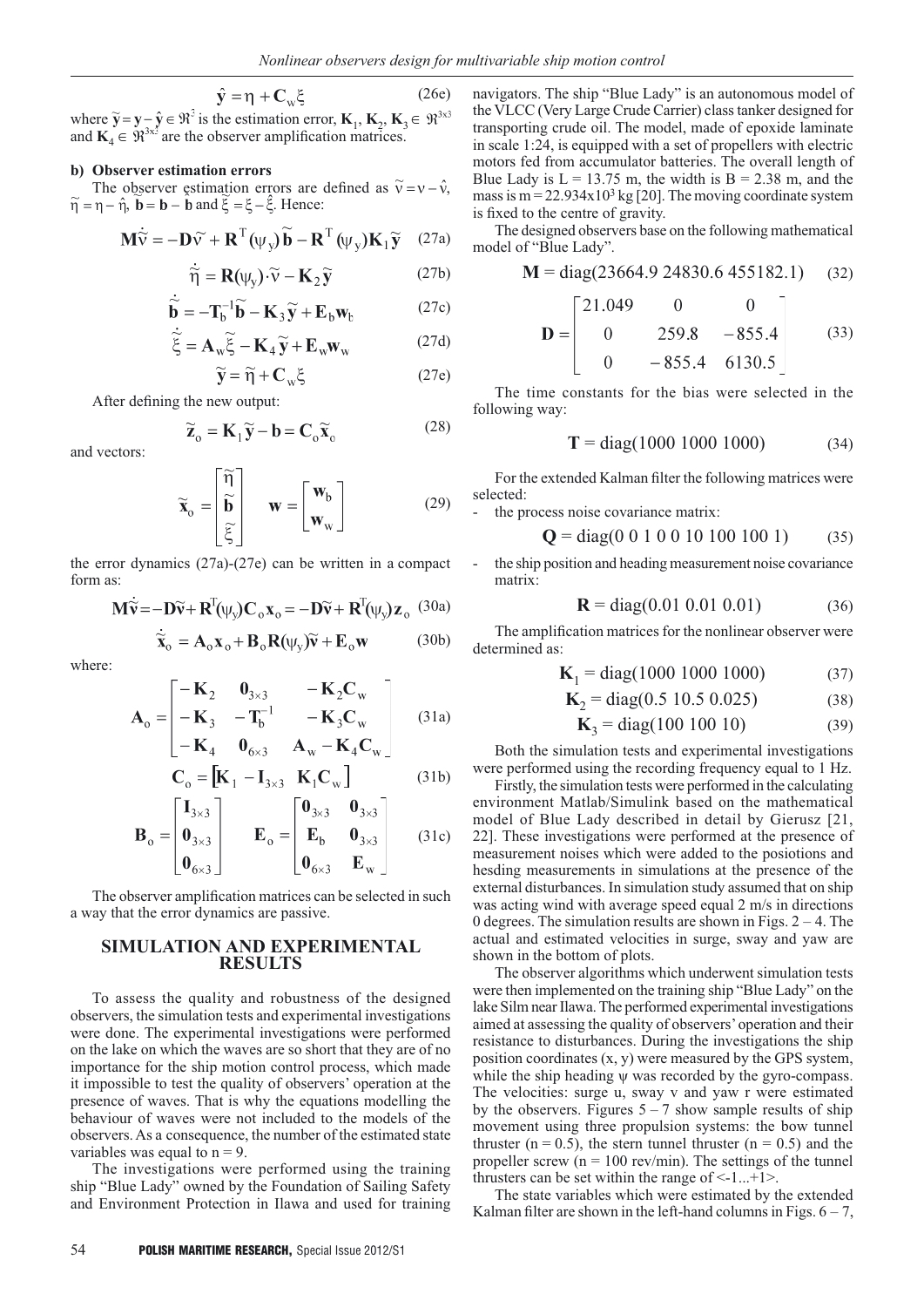$$\hat{\mathbf{y}} = \eta + \mathbf{C}_w \xi \tag{26e}$$

where $\tilde{\mathbf{y}} = \mathbf{y} - \hat{\mathbf{y}} \in \Re^2$ is the estimation error, $\mathbf{K}_1, \mathbf{K}_2, \mathbf{K}_3 \in \Re^{3x3}$ and $\mathbf{K}_4 \in \Re^{3x2}$ are the observer amplification matrices.

**b) Observer estimation errors**

The observer estimation errors are defined as $\tilde{\nu} = \nu - \hat{\nu}$, $\tilde{\eta} = \eta - \hat{\eta}$, $\tilde{\mathbf{b}} = \mathbf{b} - \hat{\mathbf{b}}$ and $\tilde{\xi} = \xi - \hat{\xi}$. Hence:

$$\mathbf{M}\dot{\tilde{\nu}} = -\mathbf{D}\tilde{\nu} + \mathbf{R}^T(\psi_y)\tilde{\mathbf{b}} - \mathbf{R}^T(\psi_y)\mathbf{K}_1\tilde{\mathbf{y}} \tag{27a}$$

$$\dot{\tilde{\eta}} = \mathbf{R}(\psi_y)\cdot\tilde{\nu} - \mathbf{K}_2\tilde{\mathbf{y}} \tag{27b}$$

$$\dot{\tilde{\mathbf{b}}} = -\mathbf{T}_b^{-1}\tilde{\mathbf{b}} - \mathbf{K}_3\tilde{\mathbf{y}} + \mathbf{E}_b\mathbf{w}_b \tag{27c}$$

$$\dot{\tilde{\xi}} = \mathbf{A}_w\tilde{\xi} - \mathbf{K}_4\tilde{\mathbf{y}} + \mathbf{E}_w\mathbf{w}_w \tag{27d}$$

$$\tilde{\mathbf{y}} = \tilde{\eta} + \mathbf{C}_w\xi \tag{27e}$$

After defining the new output:

$$\tilde{\mathbf{z}}_o = \mathbf{K}_1\tilde{\mathbf{y}} - \mathbf{b} = \mathbf{C}_o\tilde{\mathbf{x}}_o \tag{28}$$

and vectors:

$$\tilde{\mathbf{x}}_o = \begin{bmatrix} \tilde{\eta} \\ \tilde{\mathbf{b}} \\ \tilde{\xi} \end{bmatrix} \quad \mathbf{w} = \begin{bmatrix} \mathbf{w}_b \\ \mathbf{w}_w \end{bmatrix} \tag{29}$$

the error dynamics (27a)-(27e) can be written in a compact form as:

$$\mathbf{M}\dot{\tilde{\mathbf{v}}} = -\mathbf{D}\tilde{\mathbf{v}} + \mathbf{R}^T(\psi_y)\mathbf{C}_o\mathbf{x}_o = -\mathbf{D}\tilde{\mathbf{v}} + \mathbf{R}^T(\psi_y)\mathbf{z}_o \tag{30a}$$

$$\dot{\tilde{\mathbf{x}}}_o = \mathbf{A}_o\mathbf{x}_o + \mathbf{B}_o\mathbf{R}(\psi_y)\tilde{\mathbf{v}} + \mathbf{E}_o\mathbf{w} \tag{30b}$$

where:

$$\mathbf{A}_o = \begin{bmatrix} -\mathbf{K}_2 & \mathbf{0}_{3\times3} & -\mathbf{K}_2\mathbf{C}_w \\ -\mathbf{K}_3 & -\mathbf{T}_b^{-1} & -\mathbf{K}_3\mathbf{C}_w \\ -\mathbf{K}_4 & \mathbf{0}_{6\times3} & \mathbf{A}_w - \mathbf{K}_4\mathbf{C}_w \end{bmatrix} \tag{31a}$$

$$\mathbf{C}_o = \begin{bmatrix} \mathbf{K}_1 & -\mathbf{I}_{3\times3} & \mathbf{K}_1\mathbf{C}_w \end{bmatrix} \tag{31b}$$

$$\mathbf{B}_o = \begin{bmatrix} \mathbf{I}_{3\times3} \\ \mathbf{0}_{3\times3} \\ \mathbf{0}_{6\times3} \end{bmatrix} \quad \mathbf{E}_o = \begin{bmatrix} \mathbf{0}_{3\times3} & \mathbf{0}_{3\times3} \\ \mathbf{E}_b & \mathbf{0}_{3\times3} \\ \mathbf{0}_{6\times3} & \mathbf{E}_w \end{bmatrix} \tag{31c}$$

The observer amplification matrices can be selected in such a way that the error dynamics are passive.

## SIMULATION AND EXPERIMENTAL RESULTS

To assess the quality and robustness of the designed observers, the simulation tests and experimental investigations were done. The experimental investigations were performed on the lake on which the waves are so short that they are of no importance for the ship motion control process, which made it impossible to test the quality of observers' operation at the presence of waves. That is why the equations modelling the behaviour of waves were not included to the models of the observers. As a consequence, the number of the estimated state variables was equal to n = 9.

The investigations were performed using the training ship "Blue Lady" owned by the Foundation of Sailing Safety and Environment Protection in Ilawa and used for training navigators. The ship "Blue Lady" is an autonomous model of the VLCC (Very Large Crude Carrier) class tanker designed for transporting crude oil. The model, made of epoxide laminate in scale 1:24, is equipped with a set of propellers with electric motors fed from accumulator batteries. The overall length of Blue Lady is L = 13.75 m, the width is B = 2.38 m, and the mass is m = 22.934x10[3] kg [20]. The moving coordinate system is fixed to the centre of gravity.

The designed observers base on the following mathematical model of "Blue Lady".

$$\mathbf{M} = \text{diag}(23664.9\ 24830.6\ 455182.1) \tag{32}$$

$$\mathbf{D} = \begin{bmatrix} 21.049 & 0 & 0 \\ 0 & 259.8 & -855.4 \\ 0 & -855.4 & 6130.5 \end{bmatrix} \tag{33}$$

The time constants for the bias were selected in the following way:

$$\mathbf{T} = \text{diag}(1000\ 1000\ 1000) \tag{34}$$

For the extended Kalman filter the following matrices were selected:

- the process noise covariance matrix:

$$\mathbf{Q} = \text{diag}(0\ 0\ 1\ 0\ 0\ 10\ 100\ 100\ 1) \tag{35}$$

- the ship position and heading measurement noise covariance matrix:

$$\mathbf{R} = \text{diag}(0.01\ 0.01\ 0.01) \tag{36}$$

The amplification matrices for the nonlinear observer were determined as:

$$\mathbf{K}_1 = \text{diag}(1000\ 1000\ 1000) \tag{37}$$

$$\mathbf{K}_2 = \text{diag}(0.5\ 10.5\ 0.025) \tag{38}$$

$$\mathbf{K}_3 = \text{diag}(100\ 100\ 10) \tag{39}$$

Both the simulation tests and experimental investigations were performed using the recording frequency equal to 1 Hz.

Firstly, the simulation tests were performed in the calculating environment Matlab/Simulink based on the mathematical model of Blue Lady described in detail by Gierusz [21, 22]. These investigations were performed at the presence of measurement noises which were added to the posiotions and hesding measurements in simulations at the presence of the external disturbances. In simulation study assumed that on ship was acting wind with average speed equal 2 m/s in directions 0 degrees. The simulation results are shown in Figs. 2 – 4. The actual and estimated velocities in surge, sway and yaw are shown in the bottom of plots.

The observer algorithms which underwent simulation tests were then implemented on the training ship "Blue Lady" on the lake Silm near Ilawa. The performed experimental investigations aimed at assessing the quality of observers' operation and their resistance to disturbances. During the investigations the ship position coordinates (x, y) were measured by the GPS system, while the ship heading ψ was recorded by the gyro-compass. The velocities: surge u, sway v and yaw r were estimated by the observers. Figures 5 – 7 show sample results of ship movement using three propulsion systems: the bow tunnel thruster (n = 0.5), the stern tunnel thruster (n = 0.5) and the propeller screw (n = 100 rev/min). The settings of the tunnel thrusters can be set within the range of <-1...+1>.

The state variables which were estimated by the extended Kalman filter are shown in the left-hand columns in Figs. 6 – 7,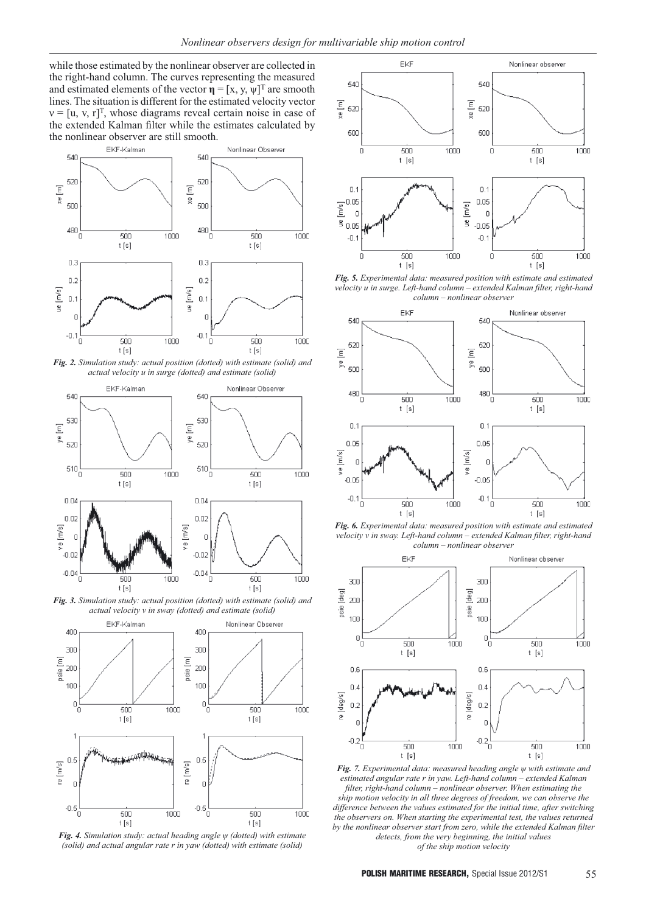while those estimated by the nonlinear observer are collected in the right-hand column. The curves representing the measured and estimated elements of the vector $\mathbf{\eta} = [x, y, \psi]^T$ are smooth lines. The situation is different for the estimated velocity vector $\nu = [u, v, r]^T$, whose diagrams reveal certain noise in case of the extended Kalman filter while the estimates calculated by the nonlinear observer are still smooth.

*Fig. 2. Simulation study: actual position (dotted) with estimate (solid) and actual velocity u in surge (dotted) and estimate (solid)*

*Fig. 3. Simulation study: actual position (dotted) with estimate (solid) and actual velocity v in sway (dotted) and estimate (solid)*

*Fig. 4. Simulation study: actual heading angle ψ (dotted) with estimate (solid) and actual angular rate r in yaw (dotted) with estimate (solid)*

*Fig. 5. Experimental data: measured position with estimate and estimated velocity u in surge. Left-hand column – extended Kalman filter, right-hand column – nonlinear observer*

*Fig. 6. Experimental data: measured position with estimate and estimated velocity v in sway. Left-hand column – extended Kalman filter, right-hand column – nonlinear observer*

*Fig. 7. Experimental data: measured heading angle ψ with estimate and estimated angular rate r in yaw. Left-hand column – extended Kalman filter, right-hand column – nonlinear observer. When estimating the ship motion velocity in all three degrees of freedom, we can observe the difference between the values estimated for the initial time, after switching the observers on. When starting the experimental test, the values returned by the nonlinear observer start from zero, while the extended Kalman filter detects, from the very beginning, the initial values of the ship motion velocity*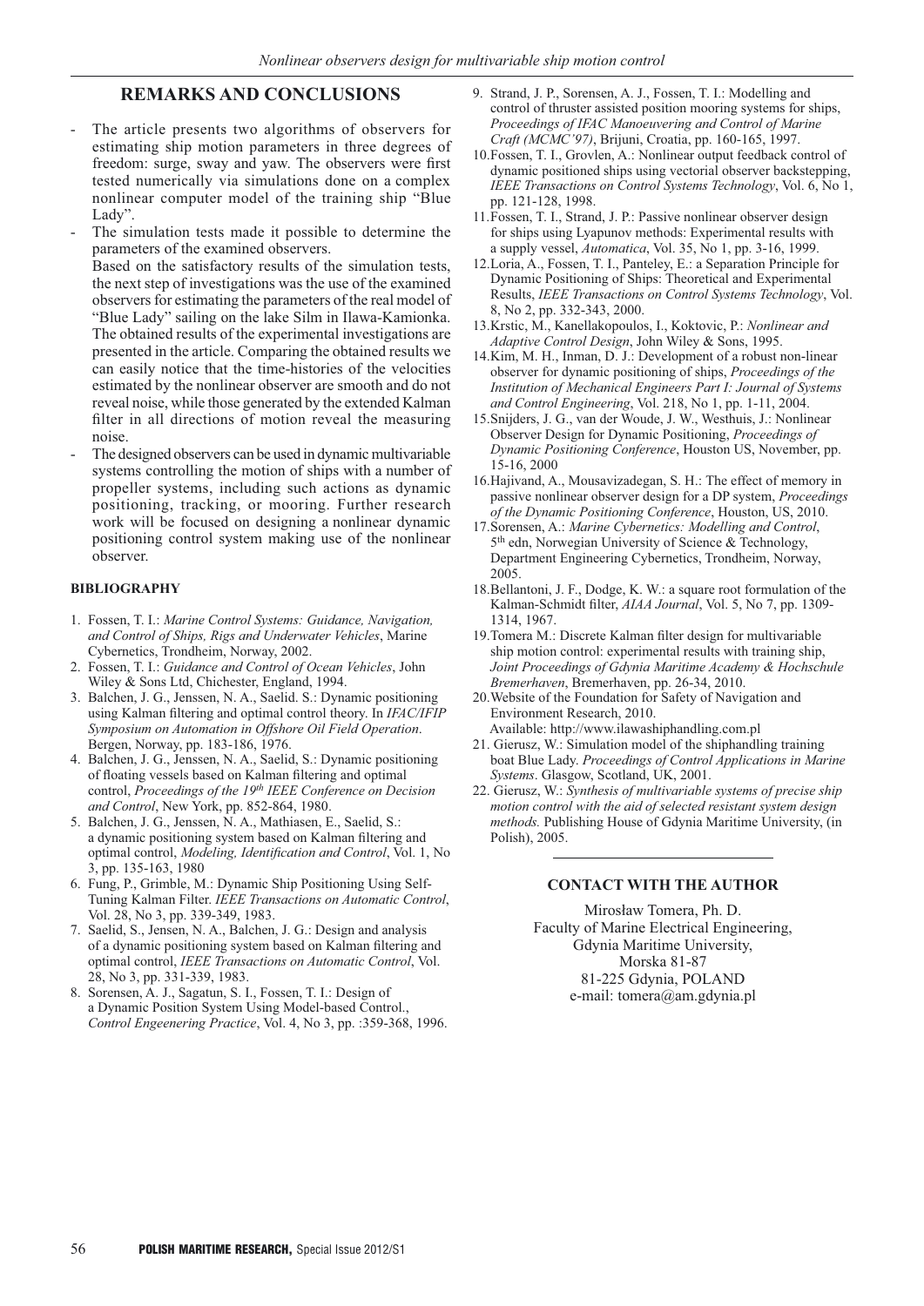## REMARKS AND CONCLUSIONS

- The article presents two algorithms of observers for estimating ship motion parameters in three degrees of freedom: surge, sway and yaw. The observers were first tested numerically via simulations done on a complex nonlinear computer model of the training ship "Blue Lady".
- The simulation tests made it possible to determine the parameters of the examined observers.
  Based on the satisfactory results of the simulation tests, the next step of investigations was the use of the examined observers for estimating the parameters of the real model of "Blue Lady" sailing on the lake Silm in Ilawa-Kamionka. The obtained results of the experimental investigations are presented in the article. Comparing the obtained results we can easily notice that the time-histories of the velocities estimated by the nonlinear observer are smooth and do not reveal noise, while those generated by the extended Kalman filter in all directions of motion reveal the measuring noise.
- The designed observers can be used in dynamic multivariable systems controlling the motion of ships with a number of propeller systems, including such actions as dynamic positioning, tracking, or mooring. Further research work will be focused on designing a nonlinear dynamic positioning control system making use of the nonlinear observer.

### BIBLIOGRAPHY

1. Fossen, T. I.: *Marine Control Systems: Guidance, Navigation, and Control of Ships, Rigs and Underwater Vehicles*, Marine Cybernetics, Trondheim, Norway, 2002.
2. Fossen, T. I.: *Guidance and Control of Ocean Vehicles*, John Wiley & Sons Ltd, Chichester, England, 1994.
3. Balchen, J. G., Jenssen, N. A., Saelid. S.: Dynamic positioning using Kalman filtering and optimal control theory. In *IFAC/IFIP Symposium on Automation in Offshore Oil Field Operation*. Bergen, Norway, pp. 183-186, 1976.
4. Balchen, J. G., Jenssen, N. A., Saelid, S.: Dynamic positioning of floating vessels based on Kalman filtering and optimal control, *Proceedings of the 19th IEEE Conference on Decision and Control*, New York, pp. 852-864, 1980.
5. Balchen, J. G., Jenssen, N. A., Mathiasen, E., Saelid, S.: a dynamic positioning system based on Kalman filtering and optimal control, *Modeling, Identification and Control*, Vol. 1, No 3, pp. 135-163, 1980
6. Fung, P., Grimble, M.: Dynamic Ship Positioning Using Self-Tuning Kalman Filter. *IEEE Transactions on Automatic Control*, Vol. 28, No 3, pp. 339-349, 1983.
7. Saelid, S., Jensen, N. A., Balchen, J. G.: Design and analysis of a dynamic positioning system based on Kalman filtering and optimal control, *IEEE Transactions on Automatic Control*, Vol. 28, No 3, pp. 331-339, 1983.
8. Sorensen, A. J., Sagatun, S. I., Fossen, T. I.: Design of a Dynamic Position System Using Model-based Control., *Control Engeenering Practice*, Vol. 4, No 3, pp. :359-368, 1996.
9. Strand, J. P., Sorensen, A. J., Fossen, T. I.: Modelling and control of thruster assisted position mooring systems for ships, *Proceedings of IFAC Manoeuvering and Control of Marine Craft (MCMC'97)*, Brijuni, Croatia, pp. 160-165, 1997.
10. Fossen, T. I., Grovlen, A.: Nonlinear output feedback control of dynamic positioned ships using vectorial observer backstepping, *IEEE Transactions on Control Systems Technology*, Vol. 6, No 1, pp. 121-128, 1998.
11. Fossen, T. I., Strand, J. P.: Passive nonlinear observer design for ships using Lyapunov methods: Experimental results with a supply vessel, *Automatica*, Vol. 35, No 1, pp. 3-16, 1999.
12. Loria, A., Fossen, T. I., Panteley, E.: a Separation Principle for Dynamic Positioning of Ships: Theoretical and Experimental Results, *IEEE Transactions on Control Systems Technology*, Vol. 8, No 2, pp. 332-343, 2000.
13. Krstic, M., Kanellakopoulos, I., Koktovic, P.: *Nonlinear and Adaptive Control Design*, John Wiley & Sons, 1995.
14. Kim, M. H., Inman, D. J.: Development of a robust non-linear observer for dynamic positioning of ships, *Proceedings of the Institution of Mechanical Engineers Part I: Journal of Systems and Control Engineering*, Vol. 218, No 1, pp. 1-11, 2004.
15. Snijders, J. G., van der Woude, J. W., Westhuis, J.: Nonlinear Observer Design for Dynamic Positioning, *Proceedings of Dynamic Positioning Conference*, Houston US, November, pp. 15-16, 2000
16. Hajivand, A., Mousavizadegan, S. H.: The effect of memory in passive nonlinear observer design for a DP system, *Proceedings of the Dynamic Positioning Conference*, Houston, US, 2010.
17. Sorensen, A.: *Marine Cybernetics: Modelling and Control*, 5th edn, Norwegian University of Science & Technology, Department Engineering Cybernetics, Trondheim, Norway, 2005.
18. Bellantoni, J. F., Dodge, K. W.: a square root formulation of the Kalman-Schmidt filter, *AIAA Journal*, Vol. 5, No 7, pp. 1309-1314, 1967.
19. Tomera M.: Discrete Kalman filter design for multivariable ship motion control: experimental results with training ship, *Joint Proceedings of Gdynia Maritime Academy & Hochschule Bremerhaven*, Bremerhaven, pp. 26-34, 2010.
20. Website of the Foundation for Safety of Navigation and Environment Research, 2010.
    Available: http://www.ilawashiphandling.com.pl
21. Gierusz, W.: Simulation model of the shiphandling training boat Blue Lady. *Proceedings of Control Applications in Marine Systems*. Glasgow, Scotland, UK, 2001.
22. Gierusz, W.: *Synthesis of multivariable systems of precise ship motion control with the aid of selected resistant system design methods.* Publishing House of Gdynia Maritime University, (in Polish), 2005.

### CONTACT WITH THE AUTHOR

Mirosław Tomera, Ph. D.
Faculty of Marine Electrical Engineering,
Gdynia Maritime University,
Morska 81-87
81-225 Gdynia, POLAND
e-mail: tomera@am.gdynia.pl